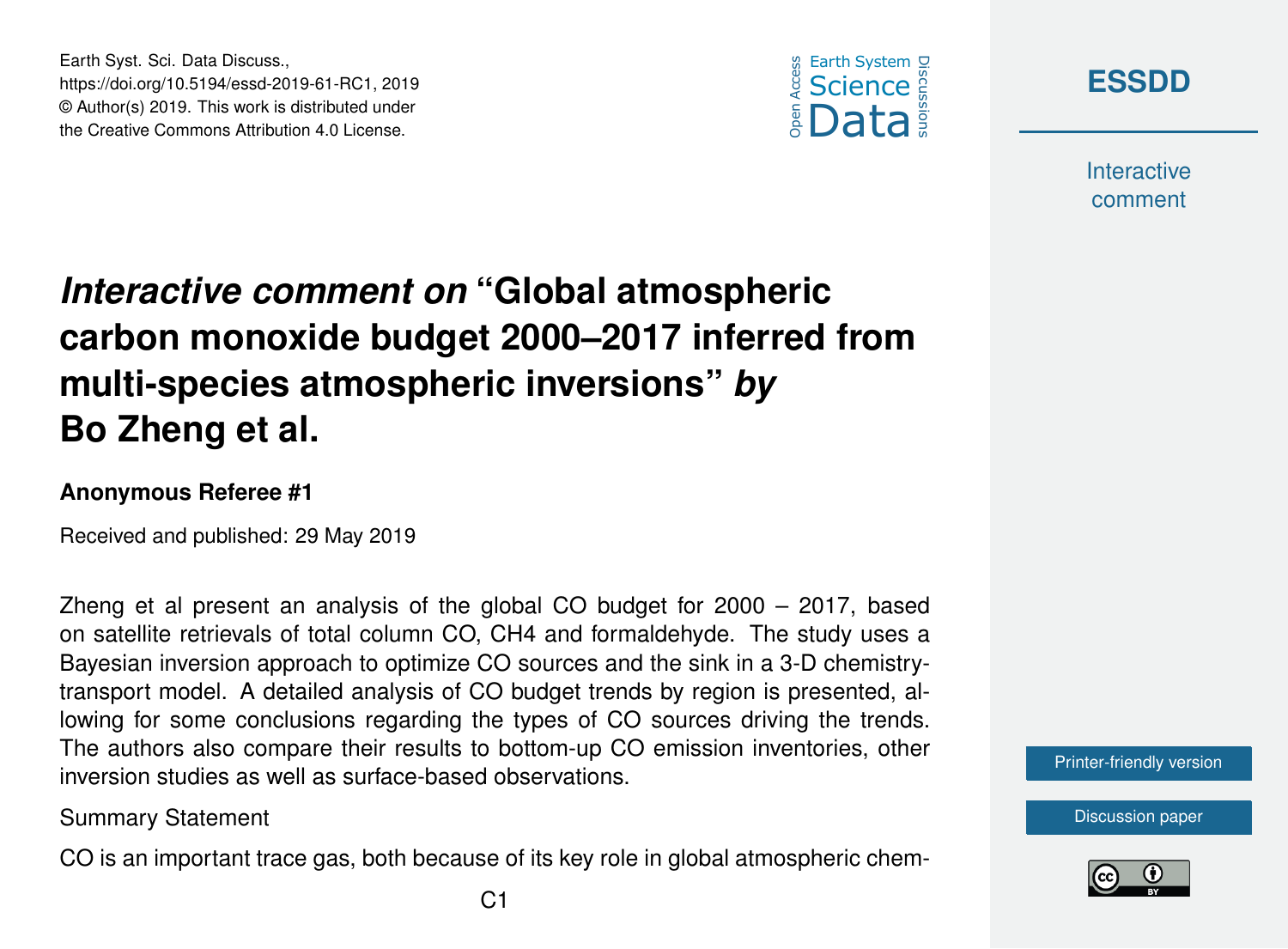# *Interactive comment on* "Global atmospheric carbon monoxide budget 2000–2017 inferred from multi-species atmospheric inversions" *by* Bo Zheng et al.

**Anonymous Referee #1**

Received and published: 29 May 2019

Zheng et al present an analysis of the global CO budget for 2000 – 2017, based on satellite retrievals of total column CO, CH4 and formaldehyde. The study uses a Bayesian inversion approach to optimize CO sources and the sink in a 3-D chemistry-transport model. A detailed analysis of CO budget trends by region is presented, allowing for some conclusions regarding the types of CO sources driving the trends. The authors also compare their results to bottom-up CO emission inventories, other inversion studies as well as surface-based observations.

Summary Statement

CO is an important trace gas, both because of its key role in global atmospheric chem-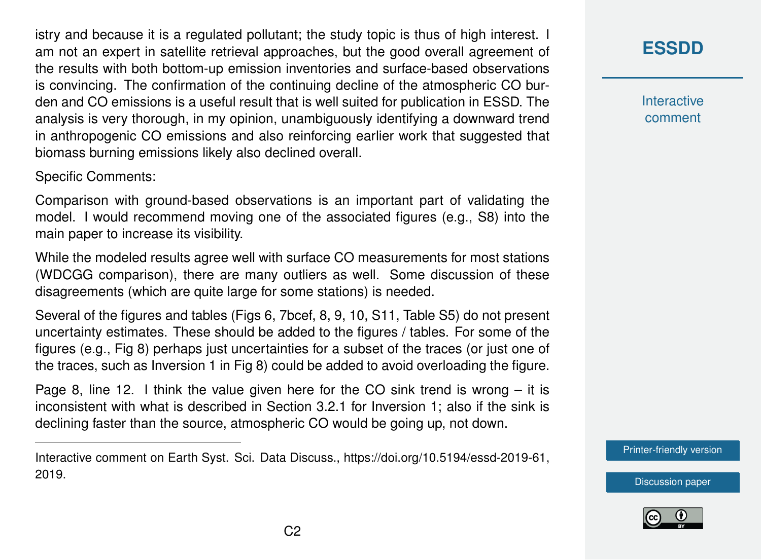istry and because it is a regulated pollutant; the study topic is thus of high interest. I am not an expert in satellite retrieval approaches, but the good overall agreement of the results with both bottom-up emission inventories and surface-based observations is convincing. The confirmation of the continuing decline of the atmospheric CO burden and CO emissions is a useful result that is well suited for publication in ESSD. The analysis is very thorough, in my opinion, unambiguously identifying a downward trend in anthropogenic CO emissions and also reinforcing earlier work that suggested that biomass burning emissions likely also declined overall.

Specific Comments:

Comparison with ground-based observations is an important part of validating the model. I would recommend moving one of the associated figures (e.g., S8) into the main paper to increase its visibility.

While the modeled results agree well with surface CO measurements for most stations (WDCGG comparison), there are many outliers as well. Some discussion of these disagreements (which are quite large for some stations) is needed.

Several of the figures and tables (Figs 6, 7bcef, 8, 9, 10, S11, Table S5) do not present uncertainty estimates. These should be added to the figures / tables. For some of the figures (e.g., Fig 8) perhaps just uncertainties for a subset of the traces (or just one of the traces, such as Inversion 1 in Fig 8) could be added to avoid overloading the figure.

Page 8, line 12. I think the value given here for the CO sink trend is wrong – it is inconsistent with what is described in Section 3.2.1 for Inversion 1; also if the sink is declining faster than the source, atmospheric CO would be going up, not down.

---

Interactive comment on Earth Syst. Sci. Data Discuss., https://doi.org/10.5194/essd-2019-61, 2019.